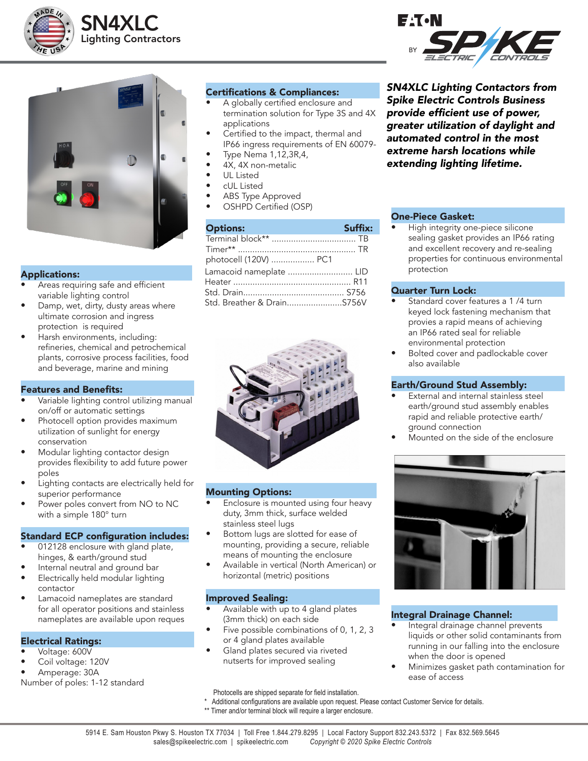# SN4XLC

Lighting Contractors

EATON BY SPIKE ELECTRIC CONTROLS

***SN4XLC Lighting Contactors from Spike Electric Controls Business provide efficient use of power, greater utilization of daylight and automated control in the most extreme harsh locations while extending lighting lifetime.***

## Applications:

- Areas requiring safe and efficient variable lighting control
- Damp, wet, dirty, dusty areas where ultimate corrosion and ingress protection is required
- Harsh environments, including: refineries, chemical and petrochemical plants, corrosive process facilities, food and beverage, marine and mining

## Features and Benefits:

- Variable lighting control utilizing manual on/off or automatic settings
- Photocell option provides maximum utilization of sunlight for energy conservation
- Modular lighting contactor design provides flexibility to add future power poles
- Lighting contacts are electrically held for superior performance
- Power poles convert from NO to NC with a simple 180° turn

## Standard ECP configuration includes:

- 012128 enclosure with gland plate, hinges, & earth/ground stud
- Internal neutral and ground bar
- Electrically held modular lighting contactor
- Lamacoid nameplates are standard for all operator positions and stainless nameplates are available upon reques

## Electrical Ratings:

- Voltage: 600V
- Coil voltage: 120V
- Amperage: 30A

Number of poles: 1-12 standard

## Certifications & Compliances:

- A globally certified enclosure and termination solution for Type 3S and 4X applications
- Certified to the impact, thermal and IP66 ingress requirements of EN 60079-
- Type Nema 1,12,3R,4,
- 4X, 4X non-metalic
- UL Listed
- cUL Listed
- ABS Type Approved
- OSHPD Certified (OSP)

## Options:

| Options: | Suffix: |
|---|---|
| Terminal block** | TB |
| Timer** | TR |
| photocell (120V) | PC1 |
| Lamacoid nameplate | LID |
| Heater | R11 |
| Std. Drain | S756 |
| Std. Breather & Drain | S756V |

## Mounting Options:

- Enclosure is mounted using four heavy duty, 3mm thick, surface welded stainless steel lugs
- Bottom lugs are slotted for ease of mounting, providing a secure, reliable means of mounting the enclosure
- Available in vertical (North American) or horizontal (metric) positions

## Improved Sealing:

- Available with up to 4 gland plates (3mm thick) on each side
- Five possible combinations of 0, 1, 2, 3 or 4 gland plates available
- Gland plates secured via riveted nutserts for improved sealing

## One-Piece Gasket:

- High integrity one-piece silicone sealing gasket provides an IP66 rating and excellent recovery and re-sealing properties for continuous environmental protection

## Quarter Turn Lock:

- Standard cover features a 1 /4 turn keyed lock fastening mechanism that provies a rapid means of achieving an IP66 rated seal for reliable environmental protection
- Bolted cover and padlockable cover also available

## Earth/Ground Stud Assembly:

- External and internal stainless steel earth/ground stud assembly enables rapid and reliable protective earth/ ground connection
- Mounted on the side of the enclosure

## Integral Drainage Channel:

- Integral drainage channel prevents liquids or other solid contaminants from running in our falling into the enclosure when the door is opened
- Minimizes gasket path contamination for ease of access

Photocells are shipped separate for field installation.

\* Additional configurations are available upon request. Please contact Customer Service for details.

** Timer and/or terminal block will require a larger enclosure.

5914 E. Sam Houston Pkwy S. Houston TX 77034 | Toll Free 1.844.279.8295 | Local Factory Support 832.243.5372 | Fax 832.569.5645
sales@spikeelectric.com | spikeelectric.com *Copyright © 2020 Spike Electric Controls*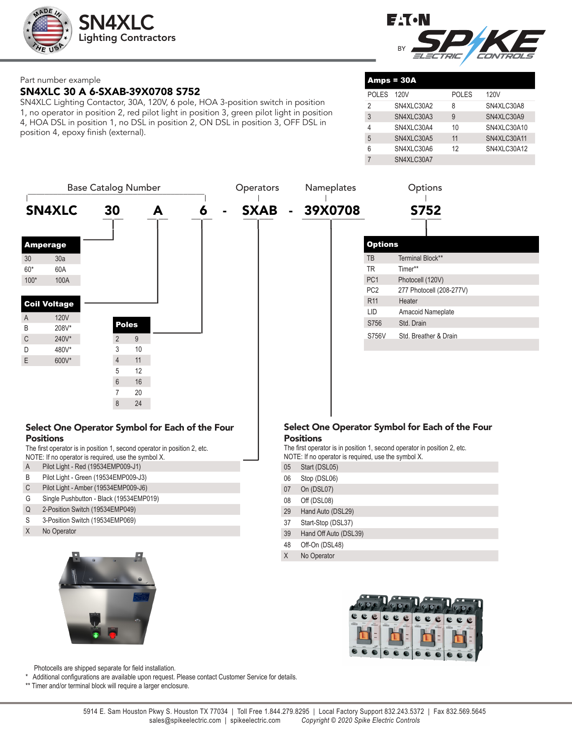# SN4XLC
## Lighting Contractors

Part number example

**SN4XLC 30 A 6-SXAB-39X0708 S752**

SN4XLC Lighting Contactor, 30A, 120V, 6 pole, HOA 3-position switch in position 1, no operator in position 2, red pilot light in position 3, green pilot light in position 4, HOA DSL in position 1, no DSL in position 2, ON DSL in position 3, OFF DSL in position 4, epoxy finish (external).

**Amps = 30A**

| POLES | 120V | POLES | 120V |
|---|---|---|---|
| 2 | SN4XLC30A2 | 8 | SN4XLC30A8 |
| 3 | SN4XLC30A3 | 9 | SN4XLC30A9 |
| 4 | SN4XLC30A4 | 10 | SN4XLC30A10 |
| 5 | SN4XLC30A5 | 11 | SN4XLC30A11 |
| 6 | SN4XLC30A6 | 12 | SN4XLC30A12 |
| 7 | SN4XLC30A7 | | |

Base Catalog Number | Operators | Nameplates | Options

**SN4XLC 30 A 6 - SXAB - 39X0708 S752**

**Amperage**

| | |
|---|---|
| 30 | 30a |
| 60* | 60A |
| 100* | 100A |

**Coil Voltage**

| | |
|---|---|
| A | 120V |
| B | 208V* |
| C | 240V* |
| D | 480V* |
| E | 600V* |

**Poles**

| | |
|---|---|
| 2 | 9 |
| 3 | 10 |
| 4 | 11 |
| 5 | 12 |
| 6 | 16 |
| 7 | 20 |
| 8 | 24 |

**Options**

| | |
|---|---|
| TB | Terminal Block** |
| TR | Timer** |
| PC1 | Photocell (120V) |
| PC2 | 277 Photocell (208-277V) |
| R11 | Heater |
| LID | Amacoid Nameplate |
| S756 | Std. Drain |
| S756V | Std. Breather & Drain |

### Select One Operator Symbol for Each of the Four Positions

The first operator is in position 1, second operator in position 2, etc.
NOTE: If no operator is required, use the symbol X.

| | |
|---|---|
| A | Pilot Light - Red (19534EMP009-J1) |
| B | Pilot Light - Green (19534EMP009-J3) |
| C | Pilot Light - Amber (19534EMP009-J6) |
| G | Single Pushbutton - Black (19534EMP019) |
| Q | 2-Position Switch (19534EMP049) |
| S | 3-Position Switch (19534EMP069) |
| X | No Operator |

### Select One Operator Symbol for Each of the Four Positions

The first operator is in position 1, second operator in position 2, etc.
NOTE: If no operator is required, use the symbol X.

| | |
|---|---|
| 05 | Start (DSL05) |
| 06 | Stop (DSL06) |
| 07 | On (DSL07) |
| 08 | Off (DSL08) |
| 29 | Hand Auto (DSL29) |
| 37 | Start-Stop (DSL37) |
| 39 | Hand Off Auto (DSL39) |
| 48 | Off-On (DSL48) |
| X | No Operator |

Photocells are shipped separate for field installation.

\* Additional configurations are available upon request. Please contact Customer Service for details.

** Timer and/or terminal block will require a larger enclosure.

5914 E. Sam Houston Pkwy S. Houston TX 77034 | Toll Free 1.844.279.8295 | Local Factory Support 832.243.5372 | Fax 832.569.5645
sales@spikeelectric.com | spikeelectric.com *Copyright © 2020 Spike Electric Controls*